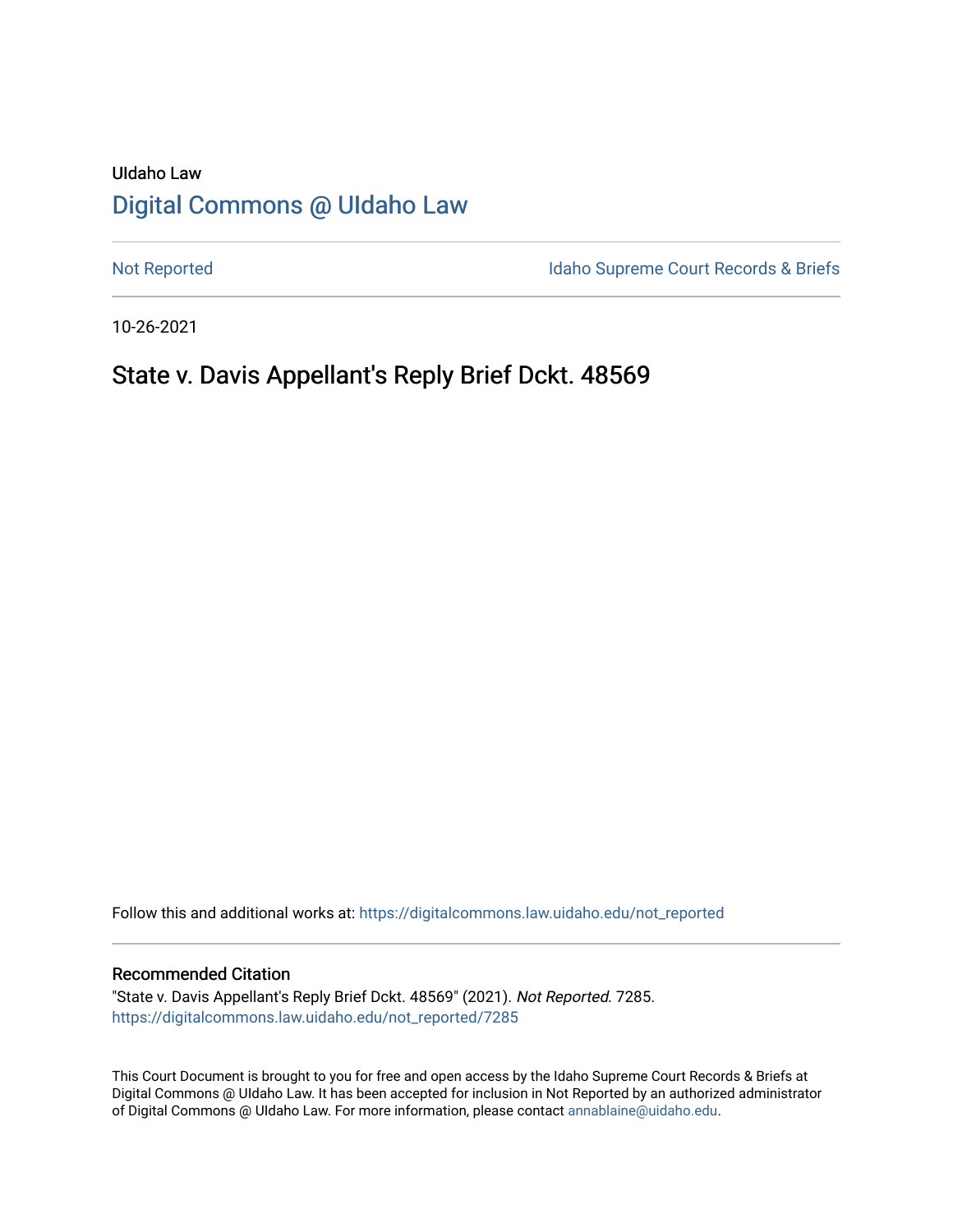UIdaho Law

# Digital Commons @ UIdaho Law

Not Reported

Idaho Supreme Court Records & Briefs

10-26-2021

## State v. Davis Appellant's Reply Brief Dckt. 48569

Follow this and additional works at: https://digitalcommons.law.uidaho.edu/not_reported

### Recommended Citation

"State v. Davis Appellant's Reply Brief Dckt. 48569" (2021). *Not Reported*. 7285.
https://digitalcommons.law.uidaho.edu/not_reported/7285

This Court Document is brought to you for free and open access by the Idaho Supreme Court Records & Briefs at Digital Commons @ UIdaho Law. It has been accepted for inclusion in Not Reported by an authorized administrator of Digital Commons @ UIdaho Law. For more information, please contact annablaine@uidaho.edu.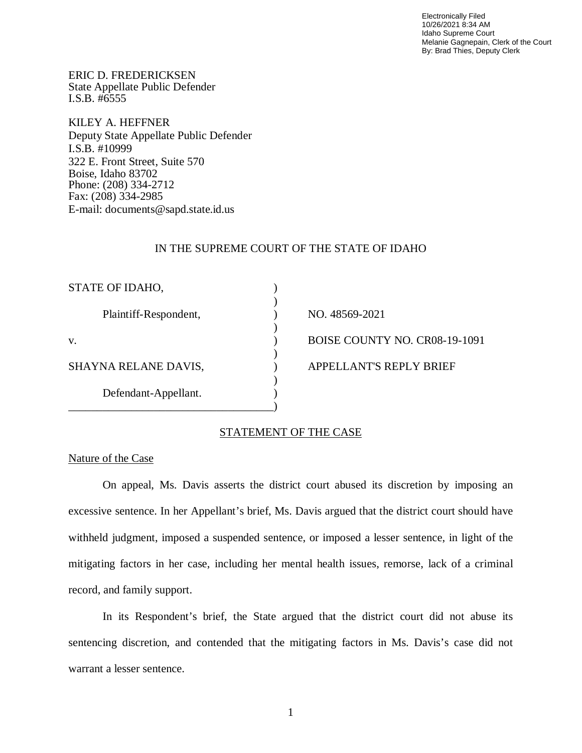Electronically Filed
10/26/2021 8:34 AM
Idaho Supreme Court
Melanie Gagnepain, Clerk of the Court
By: Brad Thies, Deputy Clerk

ERIC D. FREDERICKSEN
State Appellate Public Defender
I.S.B. #6555

KILEY A. HEFFNER
Deputy State Appellate Public Defender
I.S.B. #10999
322 E. Front Street, Suite 570
Boise, Idaho 83702
Phone: (208) 334-2712
Fax: (208) 334-2985
E-mail: documents@sapd.state.id.us

IN THE SUPREME COURT OF THE STATE OF IDAHO

| | | |
|---|---|---|
| STATE OF IDAHO, | ) | |
| | ) | |
| Plaintiff-Respondent, | ) | NO. 48569-2021 |
| | ) | |
| v. | ) | BOISE COUNTY NO. CR08-19-1091 |
| | ) | |
| SHAYNA RELANE DAVIS, | ) | APPELLANT'S REPLY BRIEF |
| | ) | |
| Defendant-Appellant. | ) | |
| ___________________________________ | ) | |

## STATEMENT OF THE CASE

### Nature of the Case

On appeal, Ms. Davis asserts the district court abused its discretion by imposing an excessive sentence. In her Appellant's brief, Ms. Davis argued that the district court should have withheld judgment, imposed a suspended sentence, or imposed a lesser sentence, in light of the mitigating factors in her case, including her mental health issues, remorse, lack of a criminal record, and family support.

In its Respondent's brief, the State argued that the district court did not abuse its sentencing discretion, and contended that the mitigating factors in Ms. Davis's case did not warrant a lesser sentence.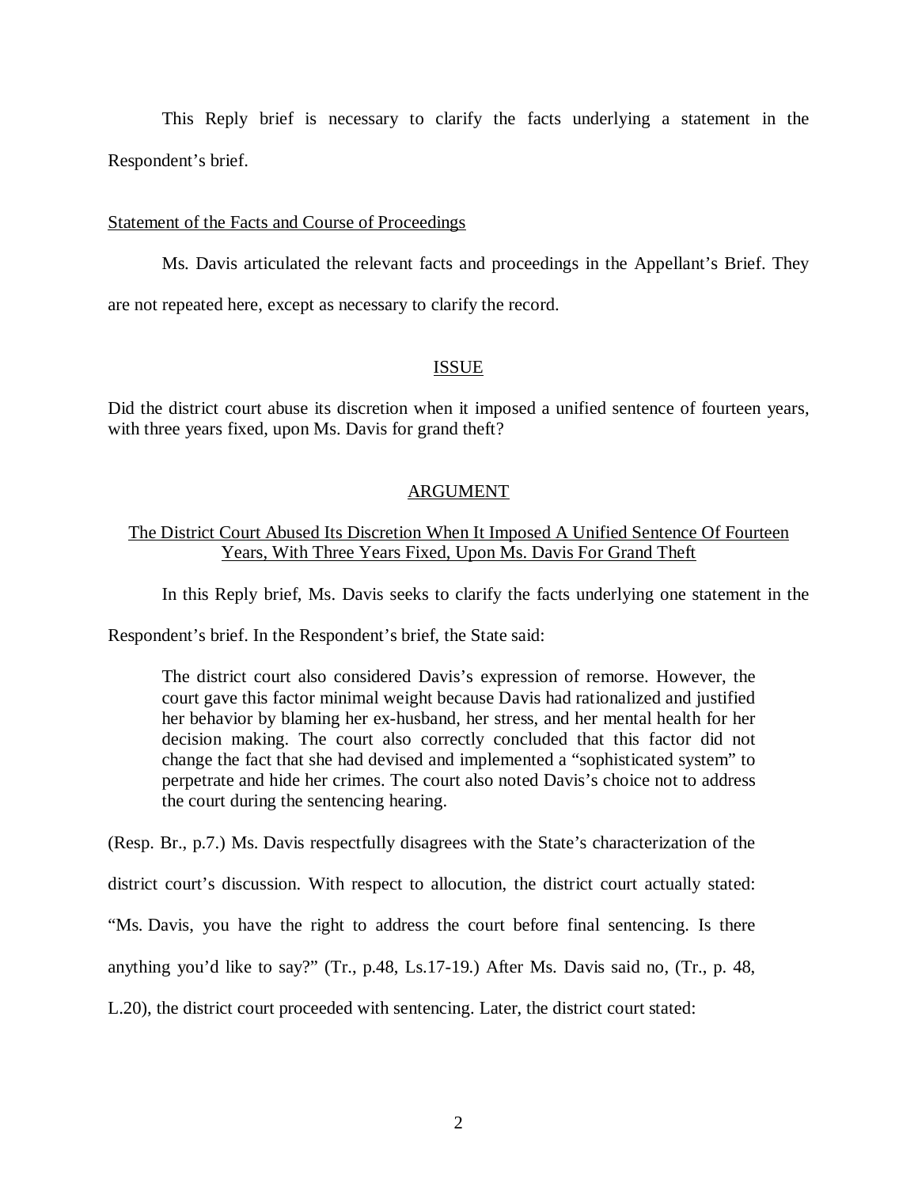This Reply brief is necessary to clarify the facts underlying a statement in the Respondent's brief.

<u>Statement of the Facts and Course of Proceedings</u>

Ms. Davis articulated the relevant facts and proceedings in the Appellant's Brief. They are not repeated here, except as necessary to clarify the record.

## ISSUE

Did the district court abuse its discretion when it imposed a unified sentence of fourteen years, with three years fixed, upon Ms. Davis for grand theft?

## ARGUMENT

### The District Court Abused Its Discretion When It Imposed A Unified Sentence Of Fourteen Years, With Three Years Fixed, Upon Ms. Davis For Grand Theft

In this Reply brief, Ms. Davis seeks to clarify the facts underlying one statement in the Respondent's brief. In the Respondent's brief, the State said:

> The district court also considered Davis's expression of remorse. However, the court gave this factor minimal weight because Davis had rationalized and justified her behavior by blaming her ex-husband, her stress, and her mental health for her decision making. The court also correctly concluded that this factor did not change the fact that she had devised and implemented a "sophisticated system" to perpetrate and hide her crimes. The court also noted Davis's choice not to address the court during the sentencing hearing.

(Resp. Br., p.7.) Ms. Davis respectfully disagrees with the State's characterization of the district court's discussion. With respect to allocution, the district court actually stated: "Ms. Davis, you have the right to address the court before final sentencing. Is there anything you'd like to say?" (Tr., p.48, Ls.17-19.) After Ms. Davis said no, (Tr., p. 48, L.20), the district court proceeded with sentencing. Later, the district court stated: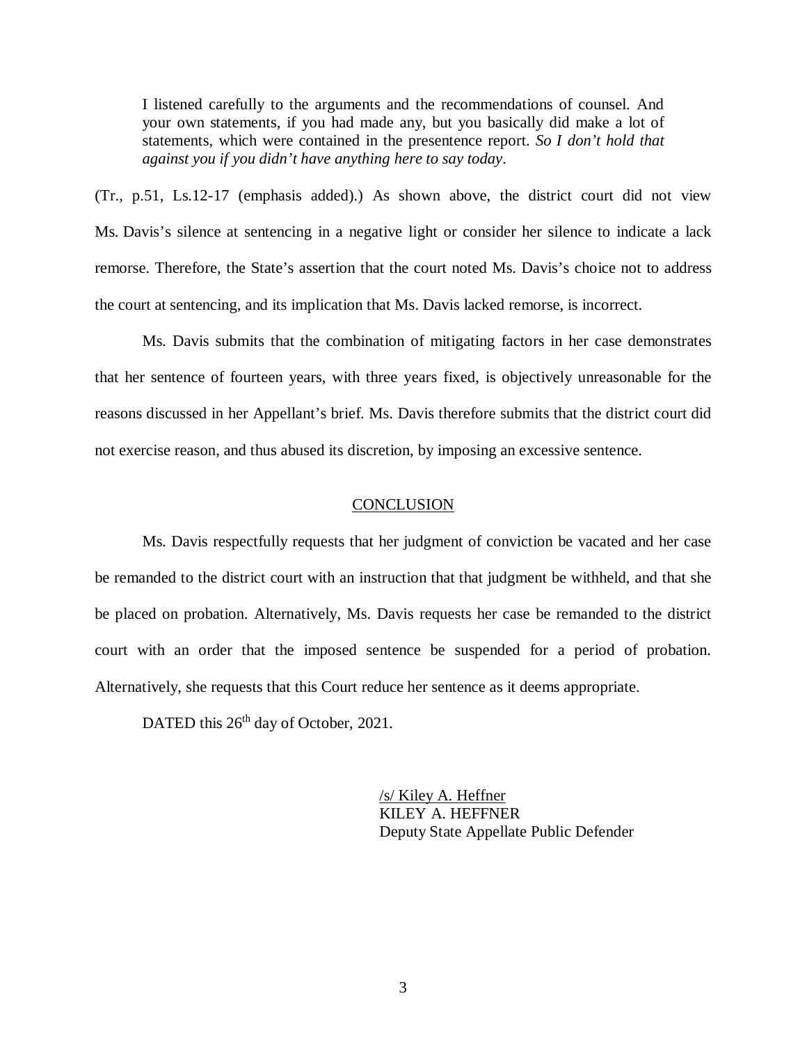> I listened carefully to the arguments and the recommendations of counsel. And your own statements, if you had made any, but you basically did make a lot of statements, which were contained in the presentence report. *So I don't hold that against you if you didn't have anything here to say today*.

(Tr., p.51, Ls.12-17 (emphasis added).) As shown above, the district court did not view Ms. Davis's silence at sentencing in a negative light or consider her silence to indicate a lack remorse. Therefore, the State's assertion that the court noted Ms. Davis's choice not to address the court at sentencing, and its implication that Ms. Davis lacked remorse, is incorrect.

Ms. Davis submits that the combination of mitigating factors in her case demonstrates that her sentence of fourteen years, with three years fixed, is objectively unreasonable for the reasons discussed in her Appellant's brief. Ms. Davis therefore submits that the district court did not exercise reason, and thus abused its discretion, by imposing an excessive sentence.

## CONCLUSION

Ms. Davis respectfully requests that her judgment of conviction be vacated and her case be remanded to the district court with an instruction that that judgment be withheld, and that she be placed on probation. Alternatively, Ms. Davis requests her case be remanded to the district court with an order that the imposed sentence be suspended for a period of probation. Alternatively, she requests that this Court reduce her sentence as it deems appropriate.

DATED this 26th day of October, 2021.

/s/ Kiley A. Heffner
KILEY A. HEFFNER
Deputy State Appellate Public Defender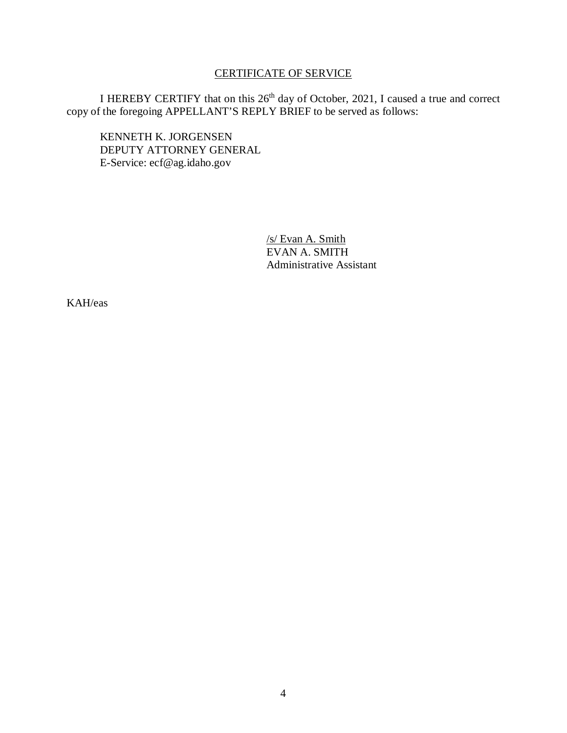## CERTIFICATE OF SERVICE

I HEREBY CERTIFY that on this 26th day of October, 2021, I caused a true and correct copy of the foregoing APPELLANT'S REPLY BRIEF to be served as follows:

KENNETH K. JORGENSEN
DEPUTY ATTORNEY GENERAL
E-Service: ecf@ag.idaho.gov

/s/ Evan A. Smith
EVAN A. SMITH
Administrative Assistant

KAH/eas